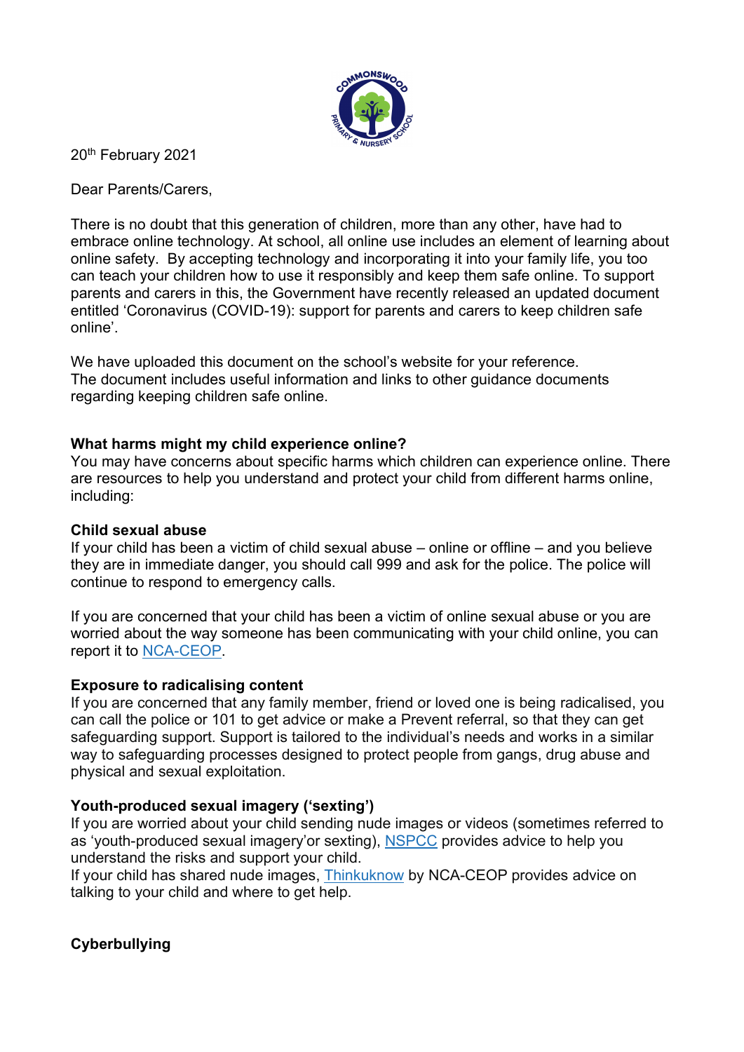20th February 2021

Dear Parents/Carers,

There is no doubt that this generation of children, more than any other, have had to embrace online technology. At school, all online use includes an element of learning about online safety. By accepting technology and incorporating it into your family life, you too can teach your children how to use it responsibly and keep them safe online. To support parents and carers in this, the Government have recently released an updated document entitled 'Coronavirus (COVID-19): support for parents and carers to keep children safe online'.

We have uploaded this document on the school's website for your reference. The document includes useful information and links to other guidance documents regarding keeping children safe online.

**What harms might my child experience online?**

You may have concerns about specific harms which children can experience online. There are resources to help you understand and protect your child from different harms online, including:

**Child sexual abuse**

If your child has been a victim of child sexual abuse – online or offline – and you believe they are in immediate danger, you should call 999 and ask for the police. The police will continue to respond to emergency calls.

If you are concerned that your child has been a victim of online sexual abuse or you are worried about the way someone has been communicating with your child online, you can report it to NCA-CEOP.

**Exposure to radicalising content**

If you are concerned that any family member, friend or loved one is being radicalised, you can call the police or 101 to get advice or make a Prevent referral, so that they can get safeguarding support. Support is tailored to the individual's needs and works in a similar way to safeguarding processes designed to protect people from gangs, drug abuse and physical and sexual exploitation.

**Youth-produced sexual imagery ('sexting')**

If you are worried about your child sending nude images or videos (sometimes referred to as 'youth-produced sexual imagery'or sexting), NSPCC provides advice to help you understand the risks and support your child.
If your child has shared nude images, Thinkuknow by NCA-CEOP provides advice on talking to your child and where to get help.

**Cyberbullying**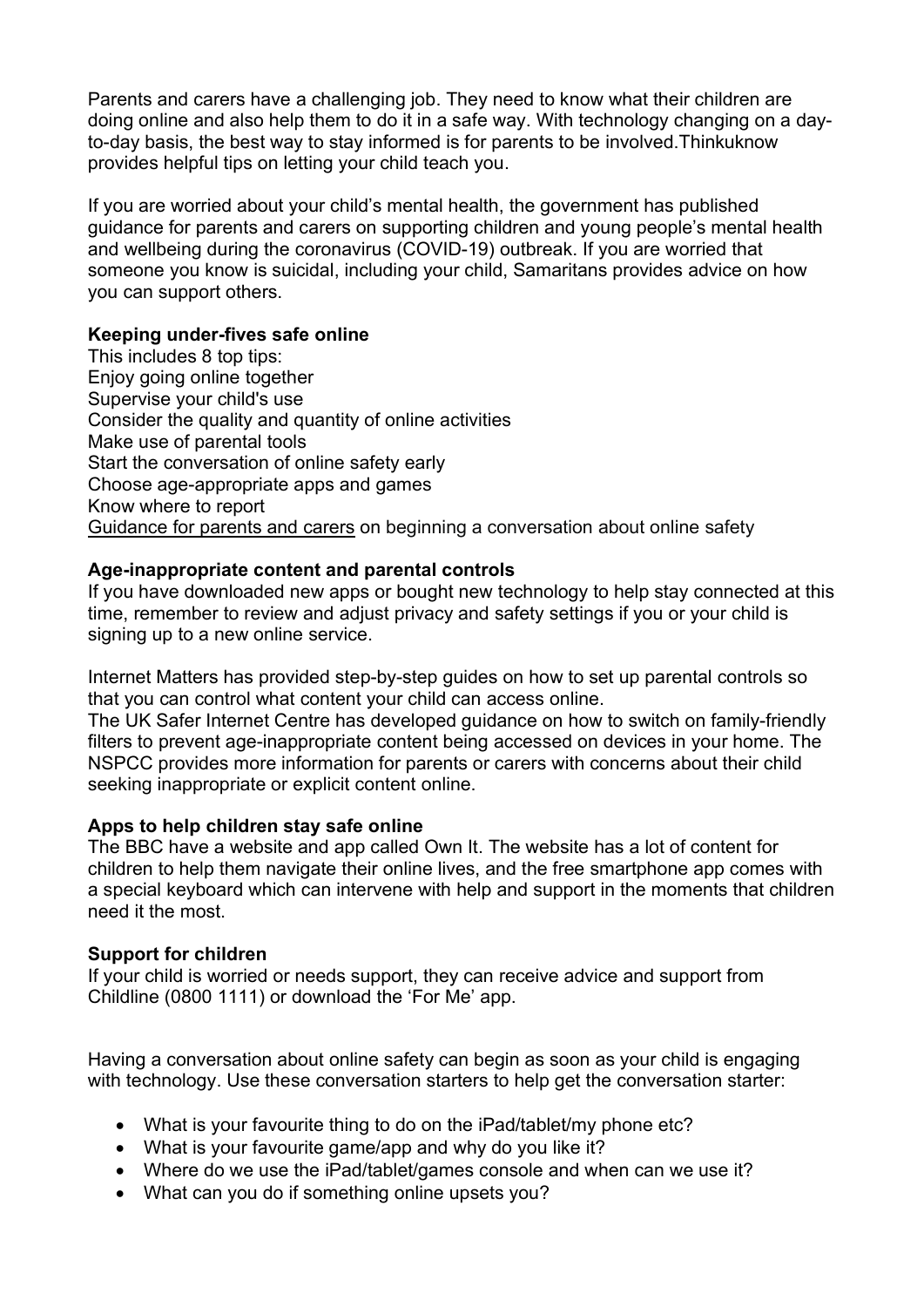Parents and carers have a challenging job. They need to know what their children are doing online and also help them to do it in a safe way. With technology changing on a day-to-day basis, the best way to stay informed is for parents to be involved.Thinkuknow provides helpful tips on letting your child teach you.

If you are worried about your child's mental health, the government has published guidance for parents and carers on supporting children and young people's mental health and wellbeing during the coronavirus (COVID-19) outbreak. If you are worried that someone you know is suicidal, including your child, Samaritans provides advice on how you can support others.

**Keeping under-fives safe online**

This includes 8 top tips:
Enjoy going online together
Supervise your child's use
Consider the quality and quantity of online activities
Make use of parental tools
Start the conversation of online safety early
Choose age-appropriate apps and games
Know where to report
Guidance for parents and carers on beginning a conversation about online safety

**Age-inappropriate content and parental controls**

If you have downloaded new apps or bought new technology to help stay connected at this time, remember to review and adjust privacy and safety settings if you or your child is signing up to a new online service.

Internet Matters has provided step-by-step guides on how to set up parental controls so that you can control what content your child can access online.
The UK Safer Internet Centre has developed guidance on how to switch on family-friendly filters to prevent age-inappropriate content being accessed on devices in your home. The NSPCC provides more information for parents or carers with concerns about their child seeking inappropriate or explicit content online.

**Apps to help children stay safe online**

The BBC have a website and app called Own It. The website has a lot of content for children to help them navigate their online lives, and the free smartphone app comes with a special keyboard which can intervene with help and support in the moments that children need it the most.

**Support for children**

If your child is worried or needs support, they can receive advice and support from Childline (0800 1111) or download the 'For Me' app.

Having a conversation about online safety can begin as soon as your child is engaging with technology. Use these conversation starters to help get the conversation starter:

- What is your favourite thing to do on the iPad/tablet/my phone etc?
- What is your favourite game/app and why do you like it?
- Where do we use the iPad/tablet/games console and when can we use it?
- What can you do if something online upsets you?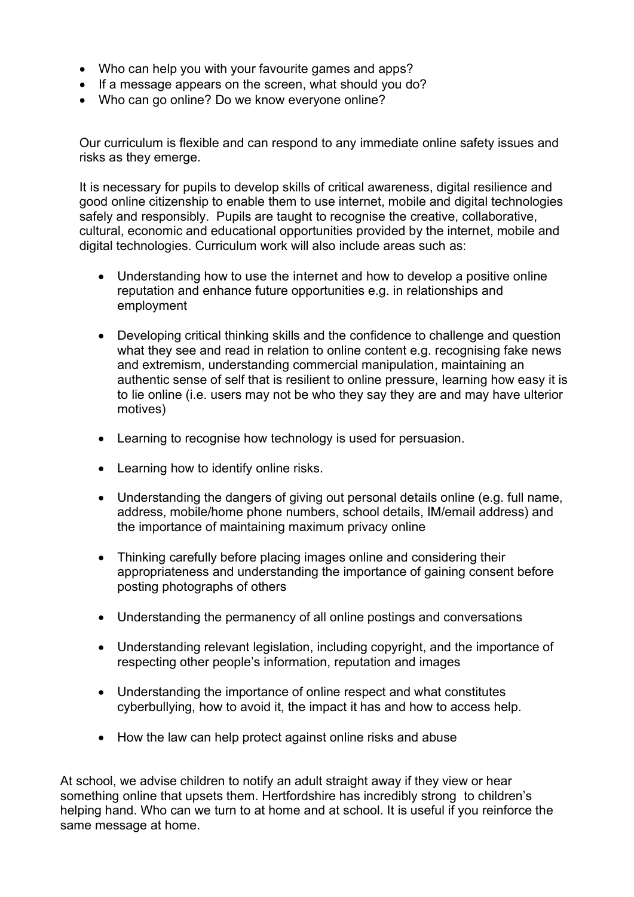- Who can help you with your favourite games and apps?
- If a message appears on the screen, what should you do?
- Who can go online? Do we know everyone online?

Our curriculum is flexible and can respond to any immediate online safety issues and risks as they emerge.

It is necessary for pupils to develop skills of critical awareness, digital resilience and good online citizenship to enable them to use internet, mobile and digital technologies safely and responsibly. Pupils are taught to recognise the creative, collaborative, cultural, economic and educational opportunities provided by the internet, mobile and digital technologies. Curriculum work will also include areas such as:

- Understanding how to use the internet and how to develop a positive online reputation and enhance future opportunities e.g. in relationships and employment

- Developing critical thinking skills and the confidence to challenge and question what they see and read in relation to online content e.g. recognising fake news and extremism, understanding commercial manipulation, maintaining an authentic sense of self that is resilient to online pressure, learning how easy it is to lie online (i.e. users may not be who they say they are and may have ulterior motives)

- Learning to recognise how technology is used for persuasion.

- Learning how to identify online risks.

- Understanding the dangers of giving out personal details online (e.g. full name, address, mobile/home phone numbers, school details, IM/email address) and the importance of maintaining maximum privacy online

- Thinking carefully before placing images online and considering their appropriateness and understanding the importance of gaining consent before posting photographs of others

- Understanding the permanency of all online postings and conversations

- Understanding relevant legislation, including copyright, and the importance of respecting other people's information, reputation and images

- Understanding the importance of online respect and what constitutes cyberbullying, how to avoid it, the impact it has and how to access help.

- How the law can help protect against online risks and abuse

At school, we advise children to notify an adult straight away if they view or hear something online that upsets them. Hertfordshire has incredibly strong to children's helping hand. Who can we turn to at home and at school. It is useful if you reinforce the same message at home.